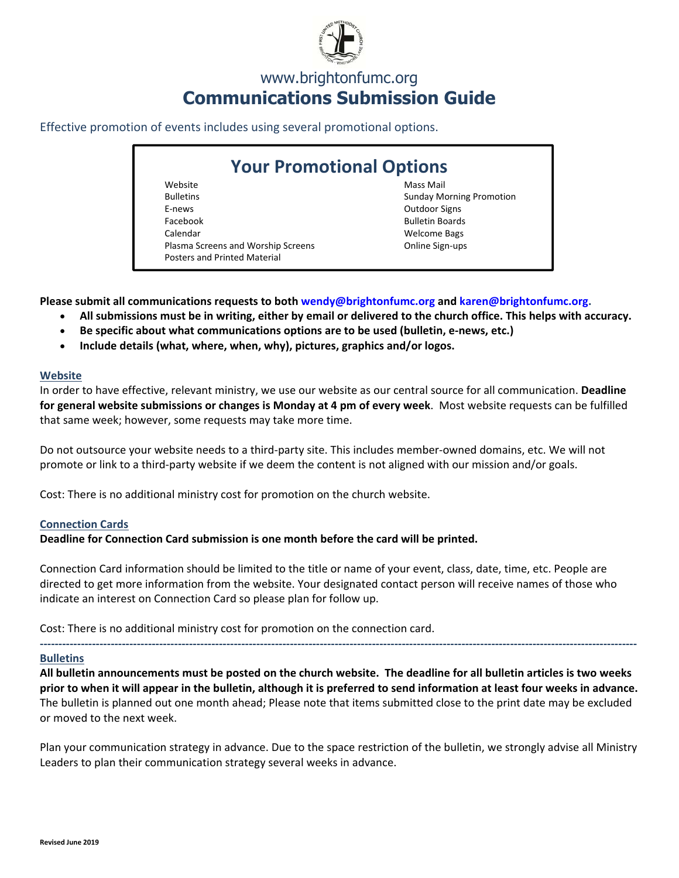www.brightonfumc.org

# Communications Submission Guide

Effective promotion of events includes using several promotional options.

## Your Promotional Options

- Website
- Bulletins
- E-news
- Facebook
- Calendar
- Plasma Screens and Worship Screens
- Posters and Printed Material
- Mass Mail
- Sunday Morning Promotion
- Outdoor Signs
- Bulletin Boards
- Welcome Bags
- Online Sign-ups

**Please submit all communications requests to both wendy@brightonfumc.org and karen@brightonfumc.org.**

- **All submissions must be in writing, either by email or delivered to the church office. This helps with accuracy.**
- **Be specific about what communications options are to be used (bulletin, e-news, etc.)**
- **Include details (what, where, when, why), pictures, graphics and/or logos.**

### Website

In order to have effective, relevant ministry, we use our website as our central source for all communication. **Deadline for general website submissions or changes is Monday at 4 pm of every week**. Most website requests can be fulfilled that same week; however, some requests may take more time.

Do not outsource your website needs to a third-party site. This includes member-owned domains, etc. We will not promote or link to a third-party website if we deem the content is not aligned with our mission and/or goals.

Cost: There is no additional ministry cost for promotion on the church website.

### Connection Cards

**Deadline for Connection Card submission is one month before the card will be printed.**

Connection Card information should be limited to the title or name of your event, class, date, time, etc. People are directed to get more information from the website. Your designated contact person will receive names of those who indicate an interest on Connection Card so please plan for follow up.

Cost: There is no additional ministry cost for promotion on the connection card.

---

### Bulletins

**All bulletin announcements must be posted on the church website. The deadline for all bulletin articles is two weeks prior to when it will appear in the bulletin, although it is preferred to send information at least four weeks in advance.** The bulletin is planned out one month ahead; Please note that items submitted close to the print date may be excluded or moved to the next week.

Plan your communication strategy in advance. Due to the space restriction of the bulletin, we strongly advise all Ministry Leaders to plan their communication strategy several weeks in advance.

**Revised June 2019**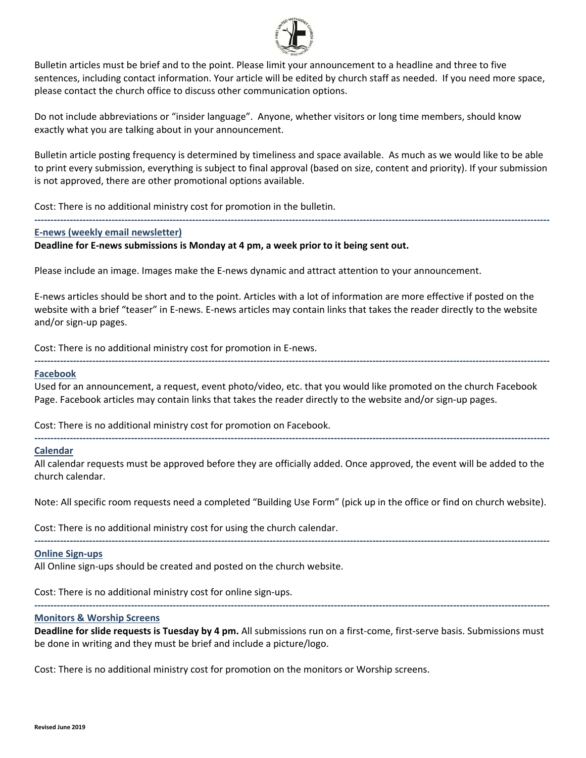Bulletin articles must be brief and to the point. Please limit your announcement to a headline and three to five sentences, including contact information. Your article will be edited by church staff as needed. If you need more space, please contact the church office to discuss other communication options.

Do not include abbreviations or "insider language". Anyone, whether visitors or long time members, should know exactly what you are talking about in your announcement.

Bulletin article posting frequency is determined by timeliness and space available. As much as we would like to be able to print every submission, everything is subject to final approval (based on size, content and priority). If your submission is not approved, there are other promotional options available.

Cost: There is no additional ministry cost for promotion in the bulletin.

---

## E-news (weekly email newsletter)

**Deadline for E-news submissions is Monday at 4 pm, a week prior to it being sent out.**

Please include an image. Images make the E-news dynamic and attract attention to your announcement.

E-news articles should be short and to the point. Articles with a lot of information are more effective if posted on the website with a brief "teaser" in E-news. E-news articles may contain links that takes the reader directly to the website and/or sign-up pages.

Cost: There is no additional ministry cost for promotion in E-news.

---

## Facebook

Used for an announcement, a request, event photo/video, etc. that you would like promoted on the church Facebook Page. Facebook articles may contain links that takes the reader directly to the website and/or sign-up pages.

Cost: There is no additional ministry cost for promotion on Facebook.

---

## Calendar

All calendar requests must be approved before they are officially added. Once approved, the event will be added to the church calendar.

Note: All specific room requests need a completed "Building Use Form" (pick up in the office or find on church website).

Cost: There is no additional ministry cost for using the church calendar.

---

## Online Sign-ups

All Online sign-ups should be created and posted on the church website.

Cost: There is no additional ministry cost for online sign-ups.

---

## Monitors & Worship Screens

**Deadline for slide requests is Tuesday by 4 pm.** All submissions run on a first-come, first-serve basis. Submissions must be done in writing and they must be brief and include a picture/logo.

Cost: There is no additional ministry cost for promotion on the monitors or Worship screens.

**Revised June 2019**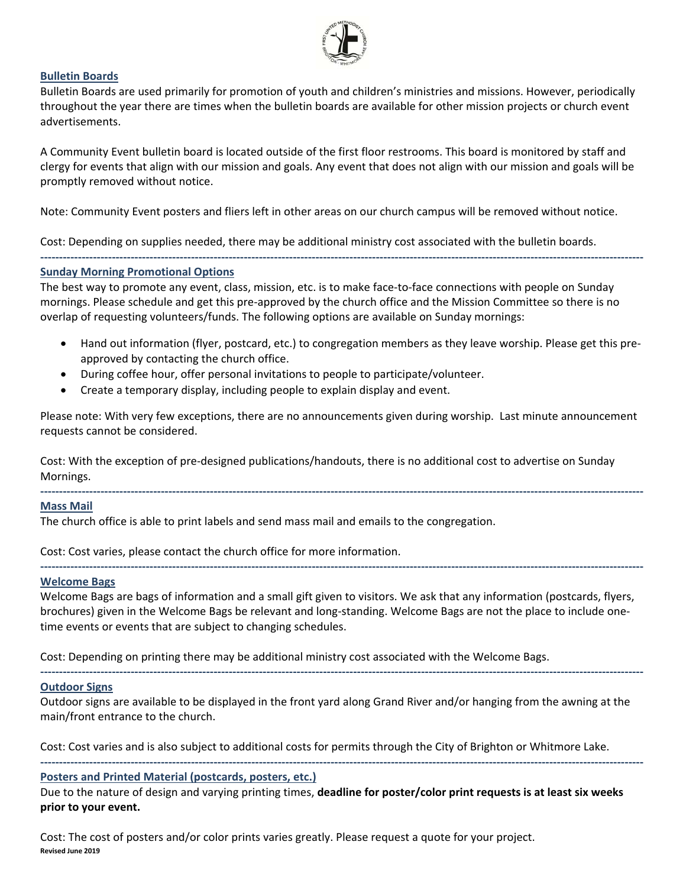## Bulletin Boards

Bulletin Boards are used primarily for promotion of youth and children's ministries and missions. However, periodically throughout the year there are times when the bulletin boards are available for other mission projects or church event advertisements.

A Community Event bulletin board is located outside of the first floor restrooms. This board is monitored by staff and clergy for events that align with our mission and goals. Any event that does not align with our mission and goals will be promptly removed without notice.

Note: Community Event posters and fliers left in other areas on our church campus will be removed without notice.

Cost: Depending on supplies needed, there may be additional ministry cost associated with the bulletin boards.

---

## Sunday Morning Promotional Options

The best way to promote any event, class, mission, etc. is to make face-to-face connections with people on Sunday mornings. Please schedule and get this pre-approved by the church office and the Mission Committee so there is no overlap of requesting volunteers/funds. The following options are available on Sunday mornings:

- Hand out information (flyer, postcard, etc.) to congregation members as they leave worship. Please get this pre-approved by contacting the church office.
- During coffee hour, offer personal invitations to people to participate/volunteer.
- Create a temporary display, including people to explain display and event.

Please note: With very few exceptions, there are no announcements given during worship. Last minute announcement requests cannot be considered.

Cost: With the exception of pre-designed publications/handouts, there is no additional cost to advertise on Sunday Mornings.

---

## Mass Mail

The church office is able to print labels and send mass mail and emails to the congregation.

Cost: Cost varies, please contact the church office for more information.

---

## Welcome Bags

Welcome Bags are bags of information and a small gift given to visitors. We ask that any information (postcards, flyers, brochures) given in the Welcome Bags be relevant and long-standing. Welcome Bags are not the place to include one-time events or events that are subject to changing schedules.

Cost: Depending on printing there may be additional ministry cost associated with the Welcome Bags.

---

## Outdoor Signs

Outdoor signs are available to be displayed in the front yard along Grand River and/or hanging from the awning at the main/front entrance to the church.

Cost: Cost varies and is also subject to additional costs for permits through the City of Brighton or Whitmore Lake.

---

## Posters and Printed Material (postcards, posters, etc.)

Due to the nature of design and varying printing times, **deadline for poster/color print requests is at least six weeks prior to your event.**

Cost: The cost of posters and/or color prints varies greatly. Please request a quote for your project.

**Revised June 2019**